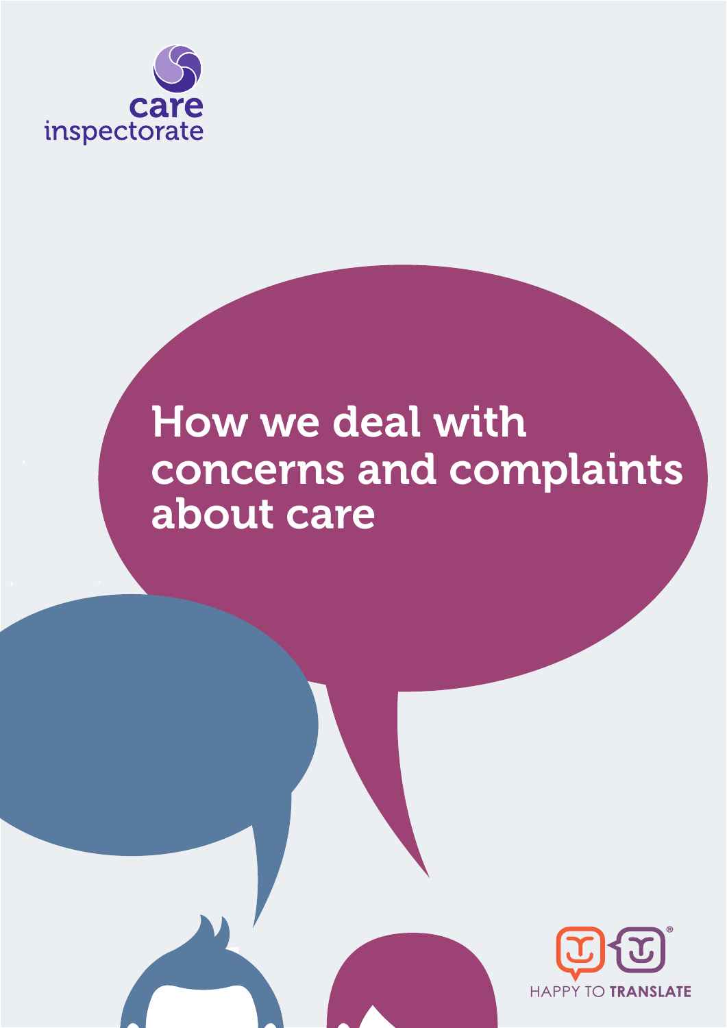care inspectorate

# How we deal with concerns and complaints about care

HAPPY TO TRANSLATE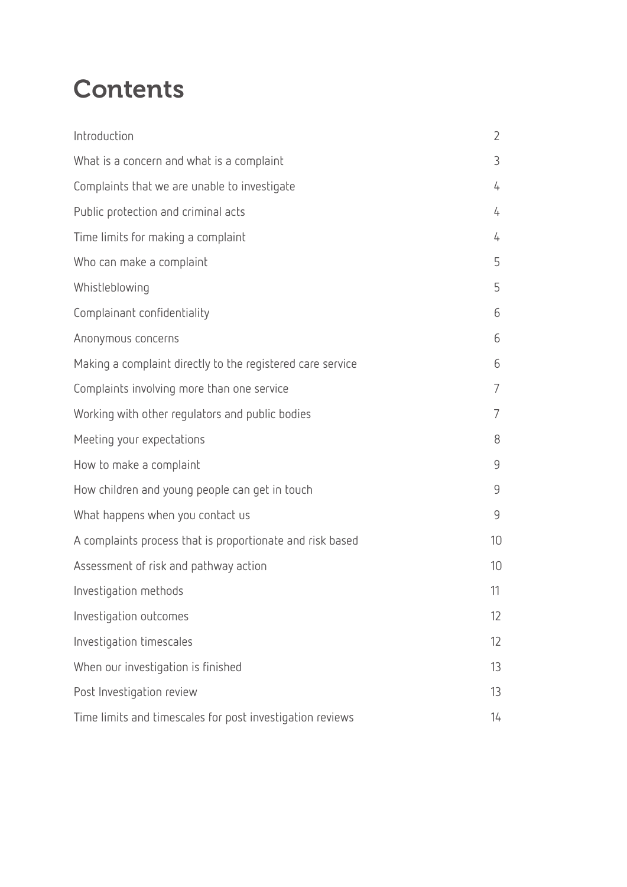# Contents

| | |
|---|---|
| Introduction | 2 |
| What is a concern and what is a complaint | 3 |
| Complaints that we are unable to investigate | 4 |
| Public protection and criminal acts | 4 |
| Time limits for making a complaint | 4 |
| Who can make a complaint | 5 |
| Whistleblowing | 5 |
| Complainant confidentiality | 6 |
| Anonymous concerns | 6 |
| Making a complaint directly to the registered care service | 6 |
| Complaints involving more than one service | 7 |
| Working with other regulators and public bodies | 7 |
| Meeting your expectations | 8 |
| How to make a complaint | 9 |
| How children and young people can get in touch | 9 |
| What happens when you contact us | 9 |
| A complaints process that is proportionate and risk based | 10 |
| Assessment of risk and pathway action | 10 |
| Investigation methods | 11 |
| Investigation outcomes | 12 |
| Investigation timescales | 12 |
| When our investigation is finished | 13 |
| Post Investigation review | 13 |
| Time limits and timescales for post investigation reviews | 14 |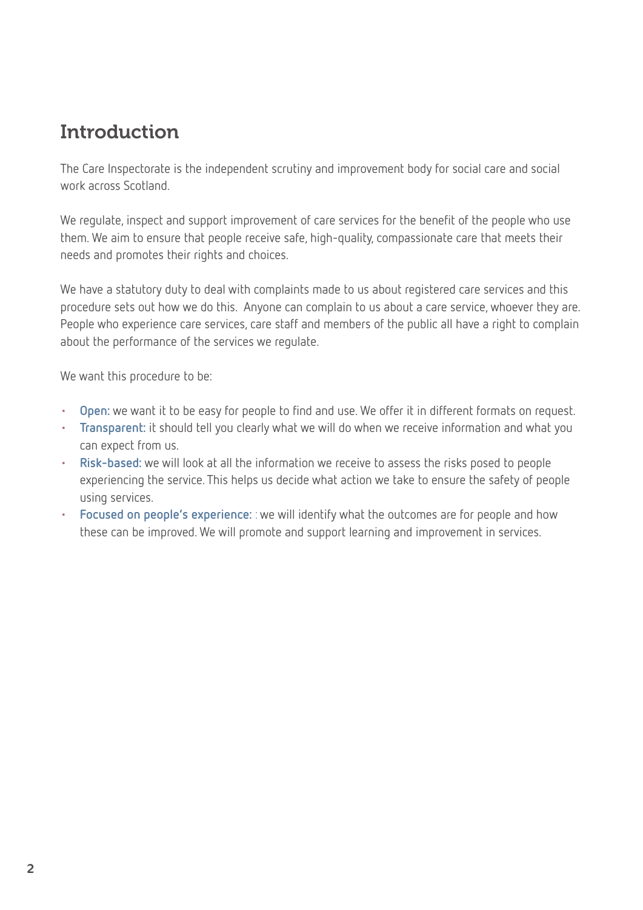# Introduction

The Care Inspectorate is the independent scrutiny and improvement body for social care and social work across Scotland.

We regulate, inspect and support improvement of care services for the benefit of the people who use them. We aim to ensure that people receive safe, high-quality, compassionate care that meets their needs and promotes their rights and choices.

We have a statutory duty to deal with complaints made to us about registered care services and this procedure sets out how we do this. Anyone can complain to us about a care service, whoever they are. People who experience care services, care staff and members of the public all have a right to complain about the performance of the services we regulate.

We want this procedure to be:

- **Open:** we want it to be easy for people to find and use. We offer it in different formats on request.
- **Transparent:** it should tell you clearly what we will do when we receive information and what you can expect from us.
- **Risk-based:** we will look at all the information we receive to assess the risks posed to people experiencing the service. This helps us decide what action we take to ensure the safety of people using services.
- **Focused on people's experience:** : we will identify what the outcomes are for people and how these can be improved. We will promote and support learning and improvement in services.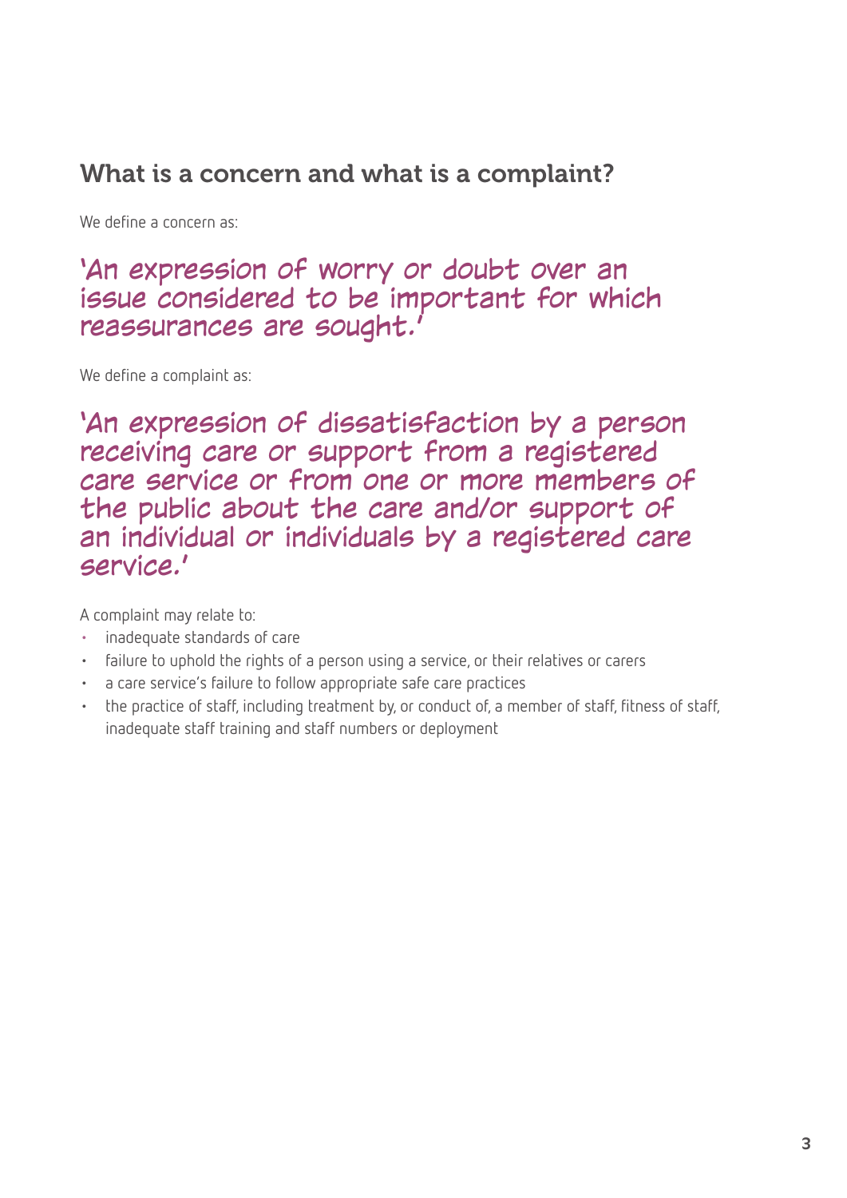## What is a concern and what is a complaint?

We define a concern as:

**'An expression of worry or doubt over an issue considered to be important for which reassurances are sought.'**

We define a complaint as:

**'An expression of dissatisfaction by a person receiving care or support from a registered care service or from one or more members of the public about the care and/or support of an individual or individuals by a registered care service.'**

A complaint may relate to:

- inadequate standards of care
- failure to uphold the rights of a person using a service, or their relatives or carers
- a care service's failure to follow appropriate safe care practices
- the practice of staff, including treatment by, or conduct of, a member of staff, fitness of staff, inadequate staff training and staff numbers or deployment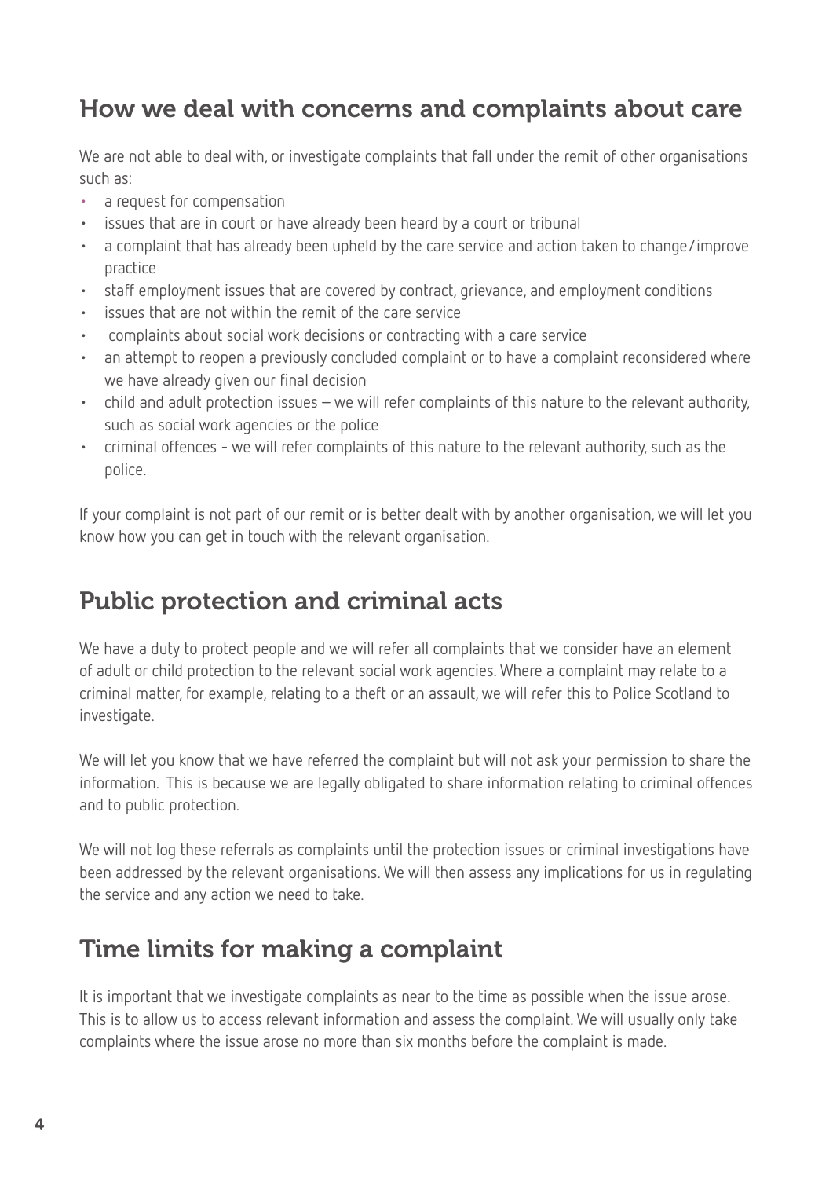## How we deal with concerns and complaints about care

We are not able to deal with, or investigate complaints that fall under the remit of other organisations such as:

- a request for compensation
- issues that are in court or have already been heard by a court or tribunal
- a complaint that has already been upheld by the care service and action taken to change/improve practice
- staff employment issues that are covered by contract, grievance, and employment conditions
- issues that are not within the remit of the care service
- complaints about social work decisions or contracting with a care service
- an attempt to reopen a previously concluded complaint or to have a complaint reconsidered where we have already given our final decision
- child and adult protection issues – we will refer complaints of this nature to the relevant authority, such as social work agencies or the police
- criminal offences - we will refer complaints of this nature to the relevant authority, such as the police.

If your complaint is not part of our remit or is better dealt with by another organisation, we will let you know how you can get in touch with the relevant organisation.

## Public protection and criminal acts

We have a duty to protect people and we will refer all complaints that we consider have an element of adult or child protection to the relevant social work agencies. Where a complaint may relate to a criminal matter, for example, relating to a theft or an assault, we will refer this to Police Scotland to investigate.

We will let you know that we have referred the complaint but will not ask your permission to share the information. This is because we are legally obligated to share information relating to criminal offences and to public protection.

We will not log these referrals as complaints until the protection issues or criminal investigations have been addressed by the relevant organisations. We will then assess any implications for us in regulating the service and any action we need to take.

## Time limits for making a complaint

It is important that we investigate complaints as near to the time as possible when the issue arose. This is to allow us to access relevant information and assess the complaint. We will usually only take complaints where the issue arose no more than six months before the complaint is made.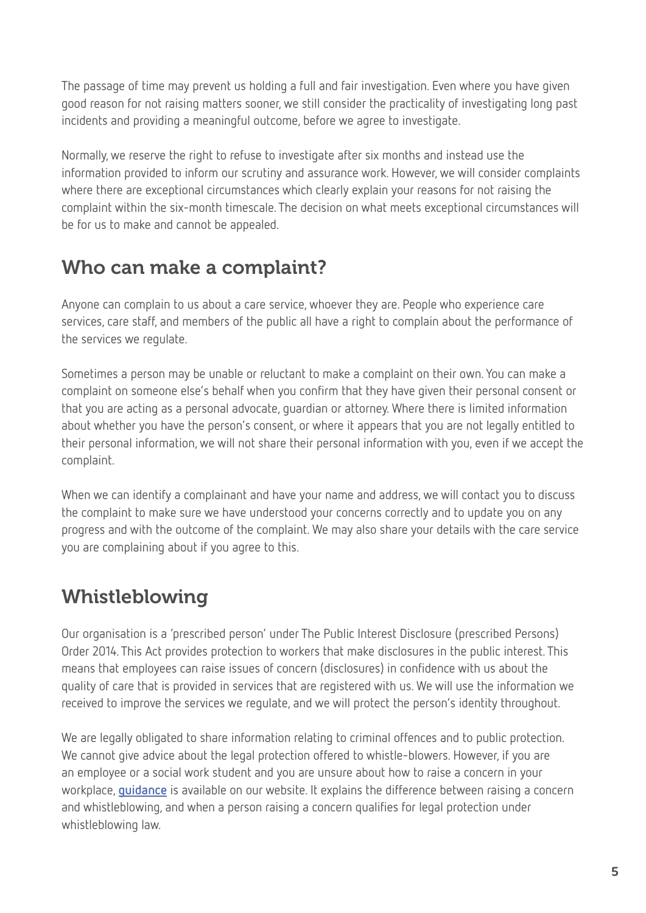The passage of time may prevent us holding a full and fair investigation. Even where you have given good reason for not raising matters sooner, we still consider the practicality of investigating long past incidents and providing a meaningful outcome, before we agree to investigate.

Normally, we reserve the right to refuse to investigate after six months and instead use the information provided to inform our scrutiny and assurance work. However, we will consider complaints where there are exceptional circumstances which clearly explain your reasons for not raising the complaint within the six-month timescale. The decision on what meets exceptional circumstances will be for us to make and cannot be appealed.

## Who can make a complaint?

Anyone can complain to us about a care service, whoever they are. People who experience care services, care staff, and members of the public all have a right to complain about the performance of the services we regulate.

Sometimes a person may be unable or reluctant to make a complaint on their own. You can make a complaint on someone else's behalf when you confirm that they have given their personal consent or that you are acting as a personal advocate, guardian or attorney. Where there is limited information about whether you have the person's consent, or where it appears that you are not legally entitled to their personal information, we will not share their personal information with you, even if we accept the complaint.

When we can identify a complainant and have your name and address, we will contact you to discuss the complaint to make sure we have understood your concerns correctly and to update you on any progress and with the outcome of the complaint. We may also share your details with the care service you are complaining about if you agree to this.

## Whistleblowing

Our organisation is a 'prescribed person' under The Public Interest Disclosure (prescribed Persons) Order 2014. This Act provides protection to workers that make disclosures in the public interest. This means that employees can raise issues of concern (disclosures) in confidence with us about the quality of care that is provided in services that are registered with us. We will use the information we received to improve the services we regulate, and we will protect the person's identity throughout.

We are legally obligated to share information relating to criminal offences and to public protection. We cannot give advice about the legal protection offered to whistle-blowers. However, if you are an employee or a social work student and you are unsure about how to raise a concern in your workplace, **guidance** is available on our website. It explains the difference between raising a concern and whistleblowing, and when a person raising a concern qualifies for legal protection under whistleblowing law.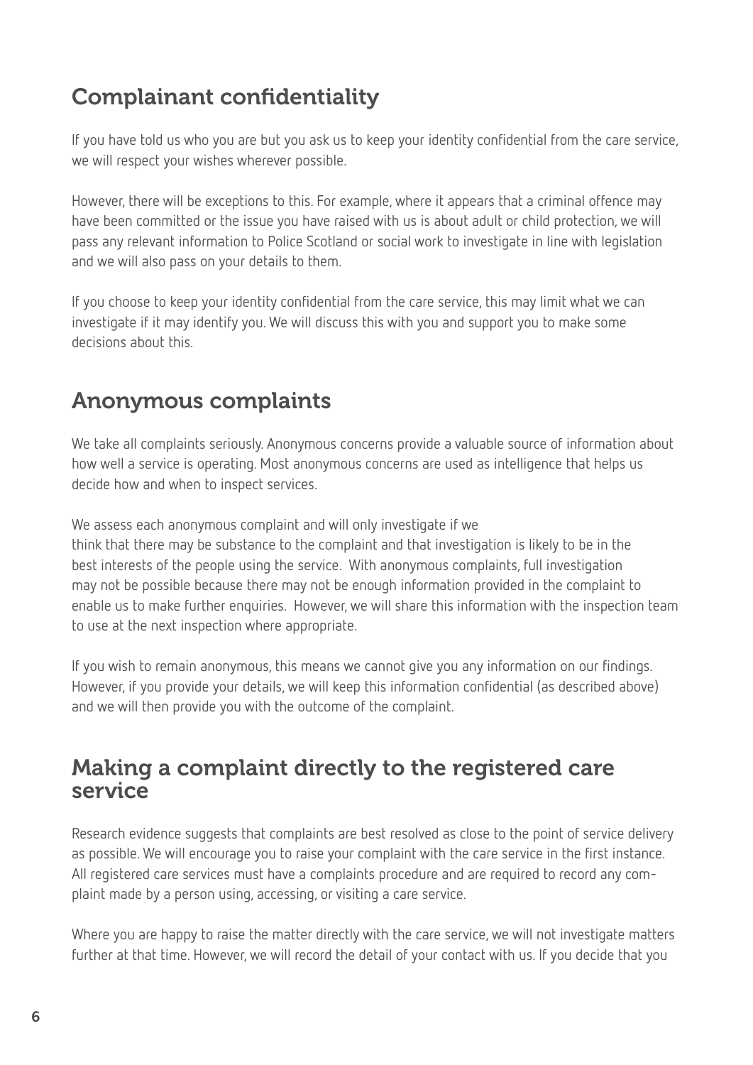## Complainant confidentiality

If you have told us who you are but you ask us to keep your identity confidential from the care service, we will respect your wishes wherever possible.

However, there will be exceptions to this. For example, where it appears that a criminal offence may have been committed or the issue you have raised with us is about adult or child protection, we will pass any relevant information to Police Scotland or social work to investigate in line with legislation and we will also pass on your details to them.

If you choose to keep your identity confidential from the care service, this may limit what we can investigate if it may identify you. We will discuss this with you and support you to make some decisions about this.

## Anonymous complaints

We take all complaints seriously. Anonymous concerns provide a valuable source of information about how well a service is operating. Most anonymous concerns are used as intelligence that helps us decide how and when to inspect services.

We assess each anonymous complaint and will only investigate if we think that there may be substance to the complaint and that investigation is likely to be in the best interests of the people using the service. With anonymous complaints, full investigation may not be possible because there may not be enough information provided in the complaint to enable us to make further enquiries. However, we will share this information with the inspection team to use at the next inspection where appropriate.

If you wish to remain anonymous, this means we cannot give you any information on our findings. However, if you provide your details, we will keep this information confidential (as described above) and we will then provide you with the outcome of the complaint.

## Making a complaint directly to the registered care service

Research evidence suggests that complaints are best resolved as close to the point of service delivery as possible. We will encourage you to raise your complaint with the care service in the first instance. All registered care services must have a complaints procedure and are required to record any complaint made by a person using, accessing, or visiting a care service.

Where you are happy to raise the matter directly with the care service, we will not investigate matters further at that time. However, we will record the detail of your contact with us. If you decide that you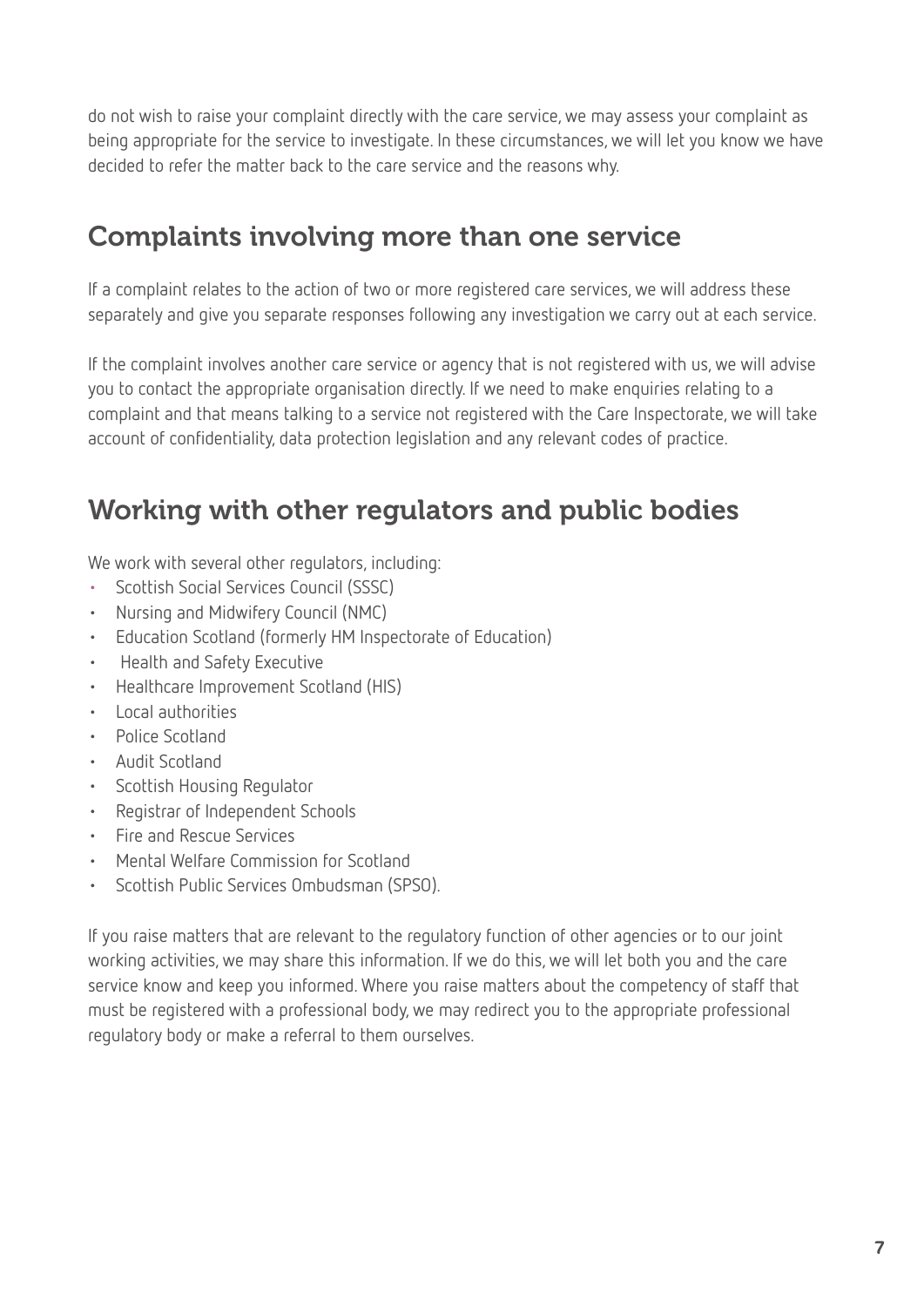do not wish to raise your complaint directly with the care service, we may assess your complaint as being appropriate for the service to investigate. In these circumstances, we will let you know we have decided to refer the matter back to the care service and the reasons why.

## Complaints involving more than one service

If a complaint relates to the action of two or more registered care services, we will address these separately and give you separate responses following any investigation we carry out at each service.

If the complaint involves another care service or agency that is not registered with us, we will advise you to contact the appropriate organisation directly. If we need to make enquiries relating to a complaint and that means talking to a service not registered with the Care Inspectorate, we will take account of confidentiality, data protection legislation and any relevant codes of practice.

## Working with other regulators and public bodies

We work with several other regulators, including:

- Scottish Social Services Council (SSSC)
- Nursing and Midwifery Council (NMC)
- Education Scotland (formerly HM Inspectorate of Education)
- Health and Safety Executive
- Healthcare Improvement Scotland (HIS)
- Local authorities
- Police Scotland
- Audit Scotland
- Scottish Housing Regulator
- Registrar of Independent Schools
- Fire and Rescue Services
- Mental Welfare Commission for Scotland
- Scottish Public Services Ombudsman (SPSO).

If you raise matters that are relevant to the regulatory function of other agencies or to our joint working activities, we may share this information. If we do this, we will let both you and the care service know and keep you informed. Where you raise matters about the competency of staff that must be registered with a professional body, we may redirect you to the appropriate professional regulatory body or make a referral to them ourselves.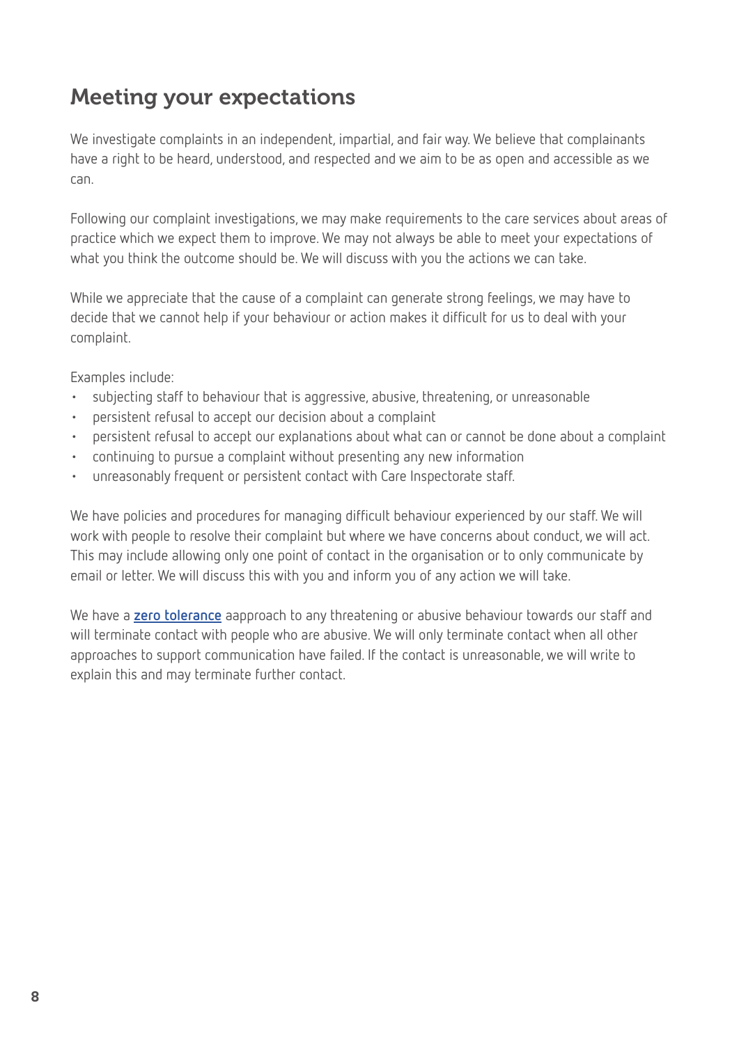## Meeting your expectations

We investigate complaints in an independent, impartial, and fair way. We believe that complainants have a right to be heard, understood, and respected and we aim to be as open and accessible as we can.

Following our complaint investigations, we may make requirements to the care services about areas of practice which we expect them to improve. We may not always be able to meet your expectations of what you think the outcome should be. We will discuss with you the actions we can take.

While we appreciate that the cause of a complaint can generate strong feelings, we may have to decide that we cannot help if your behaviour or action makes it difficult for us to deal with your complaint.

Examples include:

- subjecting staff to behaviour that is aggressive, abusive, threatening, or unreasonable
- persistent refusal to accept our decision about a complaint
- persistent refusal to accept our explanations about what can or cannot be done about a complaint
- continuing to pursue a complaint without presenting any new information
- unreasonably frequent or persistent contact with Care Inspectorate staff.

We have policies and procedures for managing difficult behaviour experienced by our staff. We will work with people to resolve their complaint but where we have concerns about conduct, we will act. This may include allowing only one point of contact in the organisation or to only communicate by email or letter. We will discuss this with you and inform you of any action we will take.

We have a **zero tolerance** aapproach to any threatening or abusive behaviour towards our staff and will terminate contact with people who are abusive. We will only terminate contact when all other approaches to support communication have failed. If the contact is unreasonable, we will write to explain this and may terminate further contact.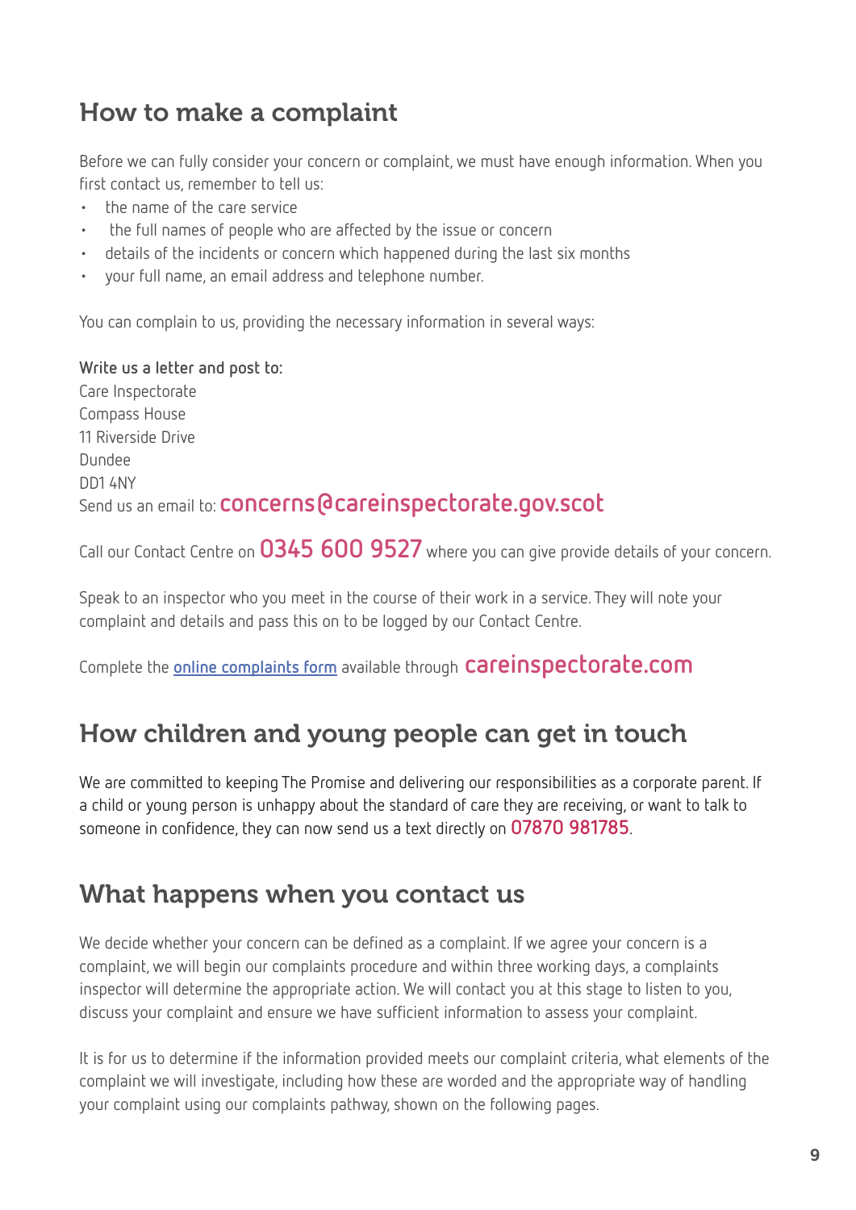## How to make a complaint

Before we can fully consider your concern or complaint, we must have enough information. When you first contact us, remember to tell us:

- the name of the care service
- the full names of people who are affected by the issue or concern
- details of the incidents or concern which happened during the last six months
- your full name, an email address and telephone number.

You can complain to us, providing the necessary information in several ways:

**Write us a letter and post to:**
Care Inspectorate
Compass House
11 Riverside Drive
Dundee
DD1 4NY
Send us an email to: **concerns@careinspectorate.gov.scot**

Call our Contact Centre on **0345 600 9527** where you can give provide details of your concern.

Speak to an inspector who you meet in the course of their work in a service. They will note your complaint and details and pass this on to be logged by our Contact Centre.

Complete the online complaints form available through **careinspectorate.com**

## How children and young people can get in touch

We are committed to keeping The Promise and delivering our responsibilities as a corporate parent. If a child or young person is unhappy about the standard of care they are receiving, or want to talk to someone in confidence, they can now send us a text directly on **07870 981785**.

## What happens when you contact us

We decide whether your concern can be defined as a complaint. If we agree your concern is a complaint, we will begin our complaints procedure and within three working days, a complaints inspector will determine the appropriate action. We will contact you at this stage to listen to you, discuss your complaint and ensure we have sufficient information to assess your complaint.

It is for us to determine if the information provided meets our complaint criteria, what elements of the complaint we will investigate, including how these are worded and the appropriate way of handling your complaint using our complaints pathway, shown on the following pages.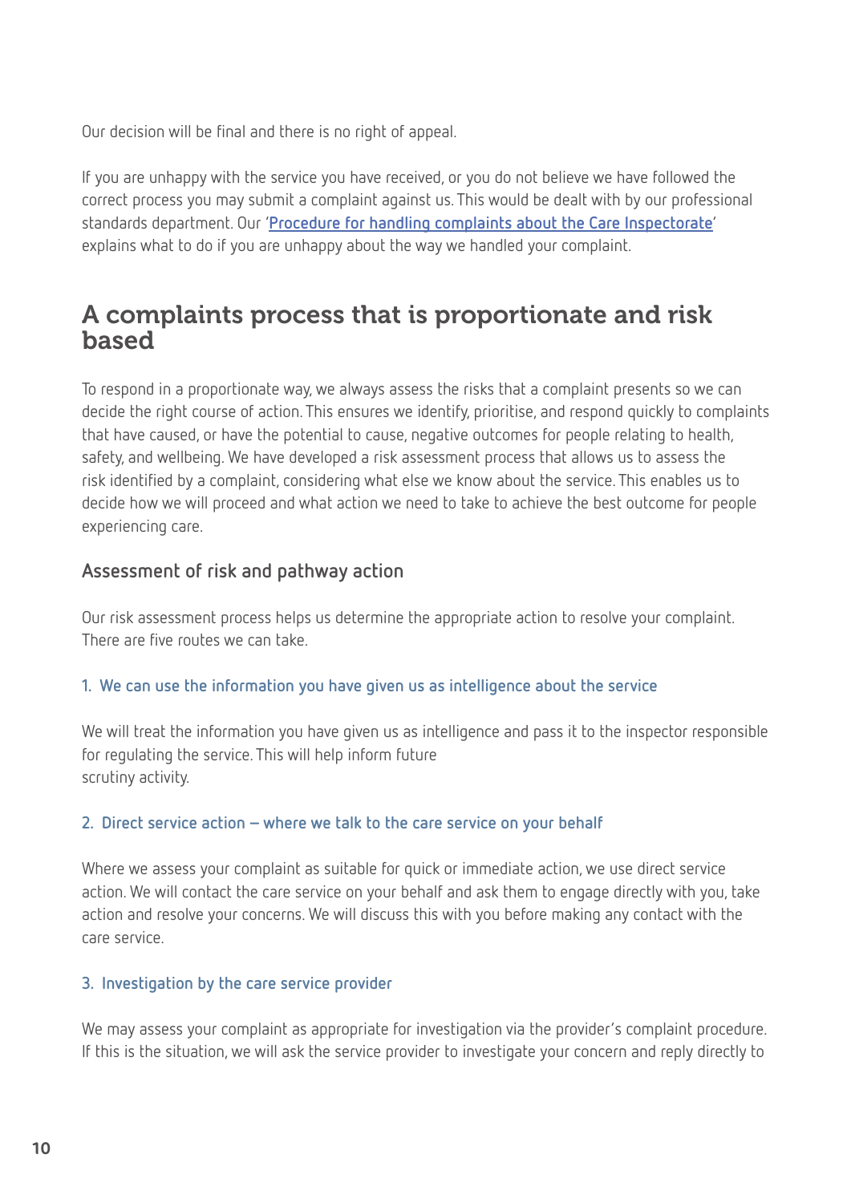Our decision will be final and there is no right of appeal.

If you are unhappy with the service you have received, or you do not believe we have followed the correct process you may submit a complaint against us. This would be dealt with by our professional standards department. Our '[Procedure for handling complaints about the Care Inspectorate](#)' explains what to do if you are unhappy about the way we handled your complaint.

## A complaints process that is proportionate and risk based

To respond in a proportionate way, we always assess the risks that a complaint presents so we can decide the right course of action. This ensures we identify, prioritise, and respond quickly to complaints that have caused, or have the potential to cause, negative outcomes for people relating to health, safety, and wellbeing. We have developed a risk assessment process that allows us to assess the risk identified by a complaint, considering what else we know about the service. This enables us to decide how we will proceed and what action we need to take to achieve the best outcome for people experiencing care.

### Assessment of risk and pathway action

Our risk assessment process helps us determine the appropriate action to resolve your complaint. There are five routes we can take.

#### 1. We can use the information you have given us as intelligence about the service

We will treat the information you have given us as intelligence and pass it to the inspector responsible for regulating the service. This will help inform future scrutiny activity.

#### 2. Direct service action – where we talk to the care service on your behalf

Where we assess your complaint as suitable for quick or immediate action, we use direct service action. We will contact the care service on your behalf and ask them to engage directly with you, take action and resolve your concerns. We will discuss this with you before making any contact with the care service.

#### 3. Investigation by the care service provider

We may assess your complaint as appropriate for investigation via the provider's complaint procedure. If this is the situation, we will ask the service provider to investigate your concern and reply directly to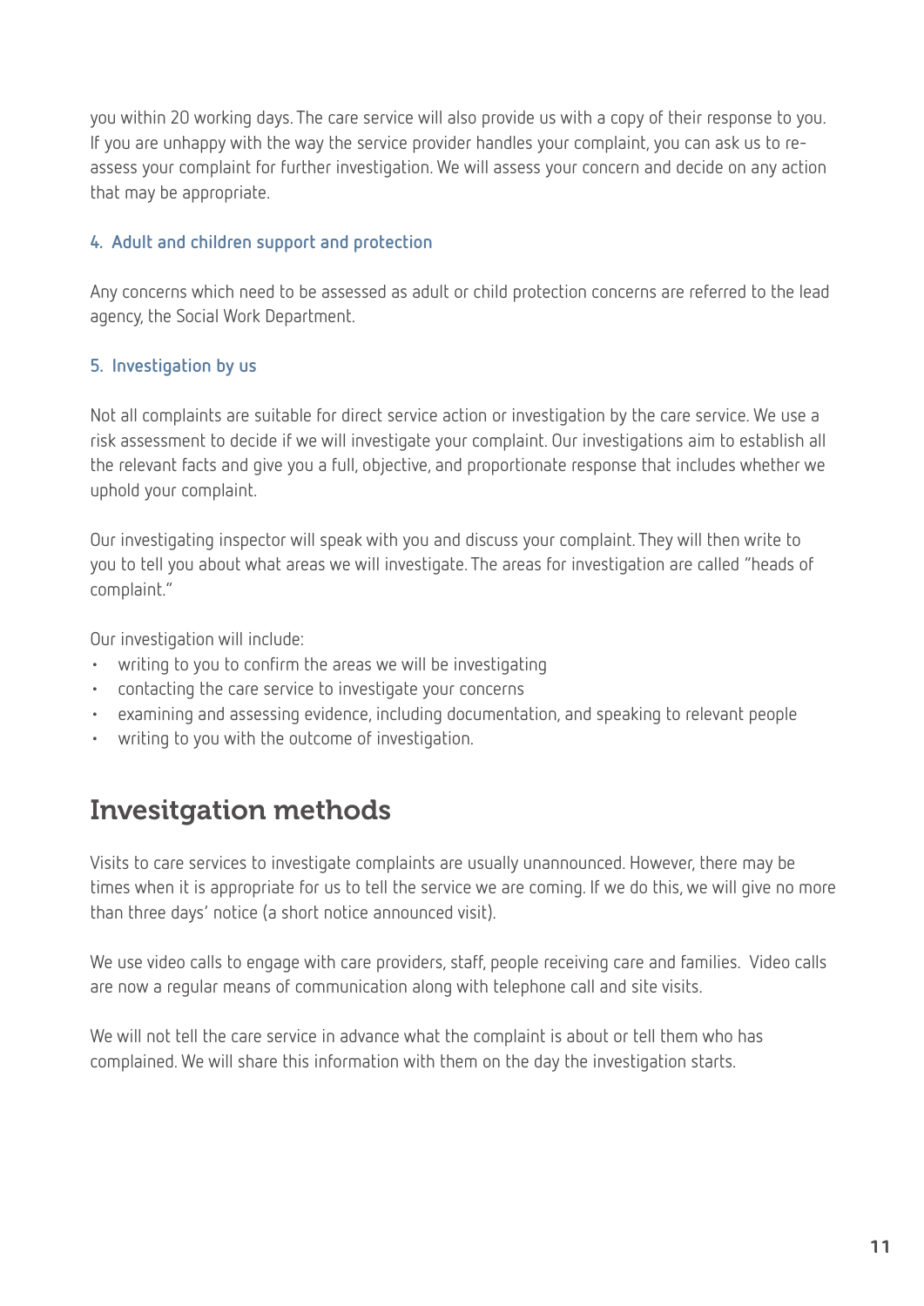you within 20 working days. The care service will also provide us with a copy of their response to you. If you are unhappy with the way the service provider handles your complaint, you can ask us to re-assess your complaint for further investigation. We will assess your concern and decide on any action that may be appropriate.

### 4. Adult and children support and protection

Any concerns which need to be assessed as adult or child protection concerns are referred to the lead agency, the Social Work Department.

### 5. Investigation by us

Not all complaints are suitable for direct service action or investigation by the care service. We use a risk assessment to decide if we will investigate your complaint. Our investigations aim to establish all the relevant facts and give you a full, objective, and proportionate response that includes whether we uphold your complaint.

Our investigating inspector will speak with you and discuss your complaint. They will then write to you to tell you about what areas we will investigate. The areas for investigation are called "heads of complaint."

Our investigation will include:

- writing to you to confirm the areas we will be investigating
- contacting the care service to investigate your concerns
- examining and assessing evidence, including documentation, and speaking to relevant people
- writing to you with the outcome of investigation.

## Invesitgation methods

Visits to care services to investigate complaints are usually unannounced. However, there may be times when it is appropriate for us to tell the service we are coming. If we do this, we will give no more than three days' notice (a short notice announced visit).

We use video calls to engage with care providers, staff, people receiving care and families. Video calls are now a regular means of communication along with telephone call and site visits.

We will not tell the care service in advance what the complaint is about or tell them who has complained. We will share this information with them on the day the investigation starts.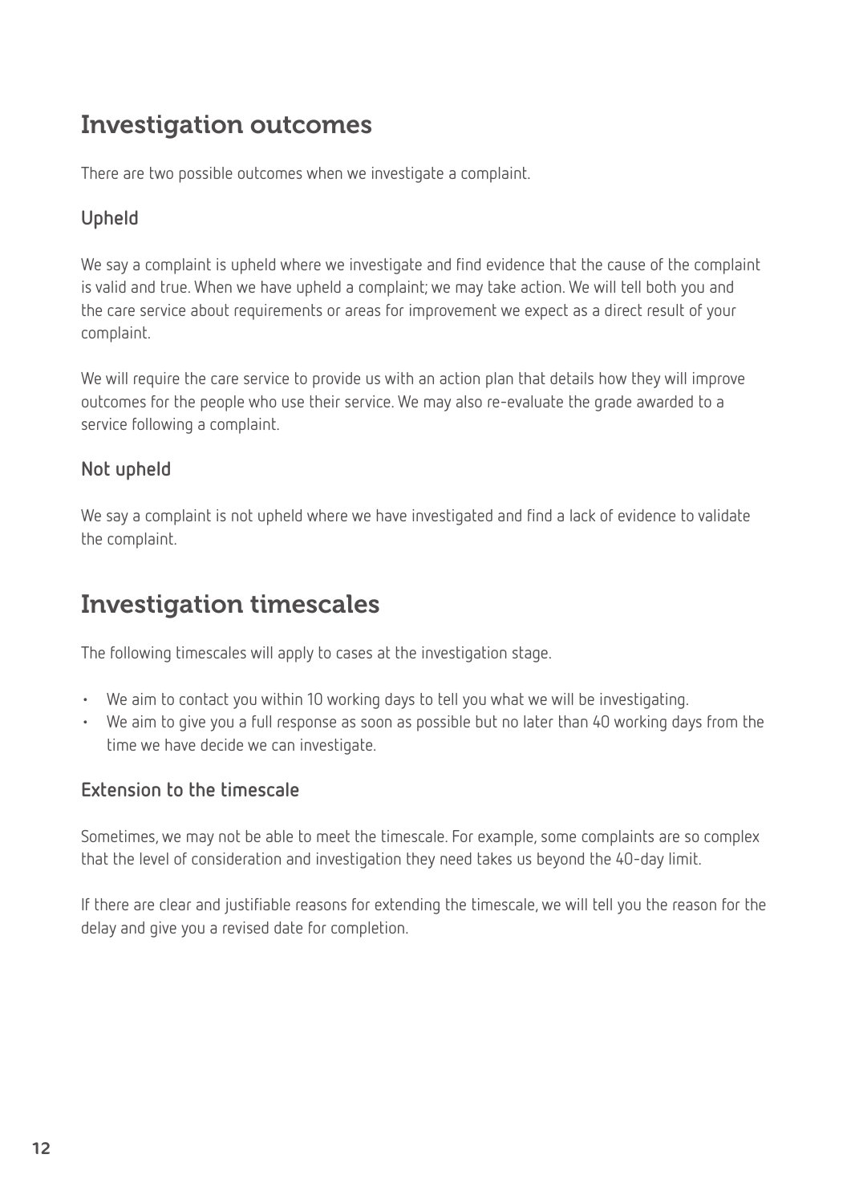## Investigation outcomes

There are two possible outcomes when we investigate a complaint.

### Upheld

We say a complaint is upheld where we investigate and find evidence that the cause of the complaint is valid and true. When we have upheld a complaint; we may take action. We will tell both you and the care service about requirements or areas for improvement we expect as a direct result of your complaint.

We will require the care service to provide us with an action plan that details how they will improve outcomes for the people who use their service. We may also re-evaluate the grade awarded to a service following a complaint.

### Not upheld

We say a complaint is not upheld where we have investigated and find a lack of evidence to validate the complaint.

## Investigation timescales

The following timescales will apply to cases at the investigation stage.

- We aim to contact you within 10 working days to tell you what we will be investigating.
- We aim to give you a full response as soon as possible but no later than 40 working days from the time we have decide we can investigate.

### Extension to the timescale

Sometimes, we may not be able to meet the timescale. For example, some complaints are so complex that the level of consideration and investigation they need takes us beyond the 40-day limit.

If there are clear and justifiable reasons for extending the timescale, we will tell you the reason for the delay and give you a revised date for completion.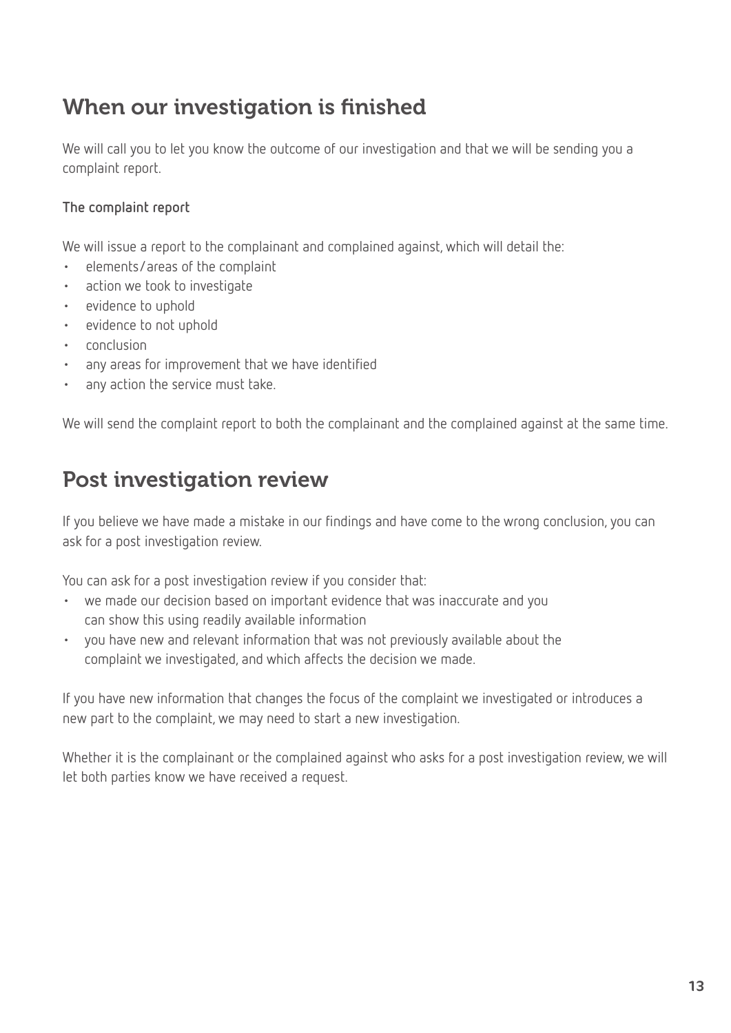## When our investigation is finished

We will call you to let you know the outcome of our investigation and that we will be sending you a complaint report.

**The complaint report**

We will issue a report to the complainant and complained against, which will detail the:

- elements/areas of the complaint
- action we took to investigate
- evidence to uphold
- evidence to not uphold
- conclusion
- any areas for improvement that we have identified
- any action the service must take.

We will send the complaint report to both the complainant and the complained against at the same time.

## Post investigation review

If you believe we have made a mistake in our findings and have come to the wrong conclusion, you can ask for a post investigation review.

You can ask for a post investigation review if you consider that:

- we made our decision based on important evidence that was inaccurate and you can show this using readily available information
- you have new and relevant information that was not previously available about the complaint we investigated, and which affects the decision we made.

If you have new information that changes the focus of the complaint we investigated or introduces a new part to the complaint, we may need to start a new investigation.

Whether it is the complainant or the complained against who asks for a post investigation review, we will let both parties know we have received a request.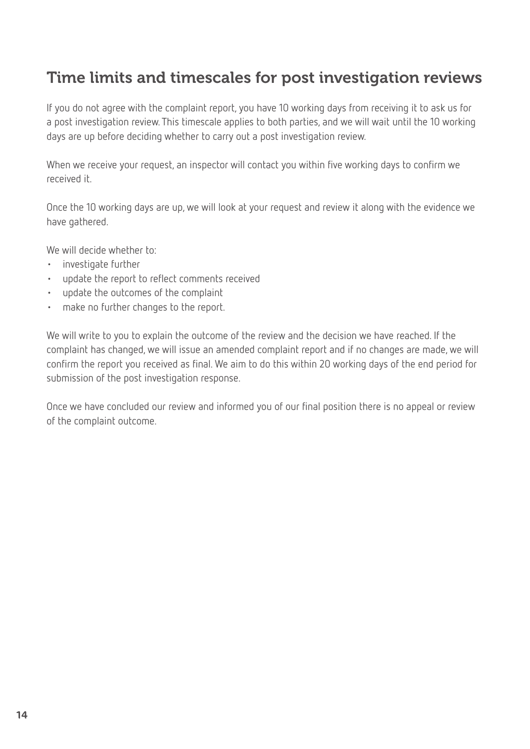## Time limits and timescales for post investigation reviews

If you do not agree with the complaint report, you have 10 working days from receiving it to ask us for a post investigation review. This timescale applies to both parties, and we will wait until the 10 working days are up before deciding whether to carry out a post investigation review.

When we receive your request, an inspector will contact you within five working days to confirm we received it.

Once the 10 working days are up, we will look at your request and review it along with the evidence we have gathered.

We will decide whether to:

- investigate further
- update the report to reflect comments received
- update the outcomes of the complaint
- make no further changes to the report.

We will write to you to explain the outcome of the review and the decision we have reached. If the complaint has changed, we will issue an amended complaint report and if no changes are made, we will confirm the report you received as final. We aim to do this within 20 working days of the end period for submission of the post investigation response.

Once we have concluded our review and informed you of our final position there is no appeal or review of the complaint outcome.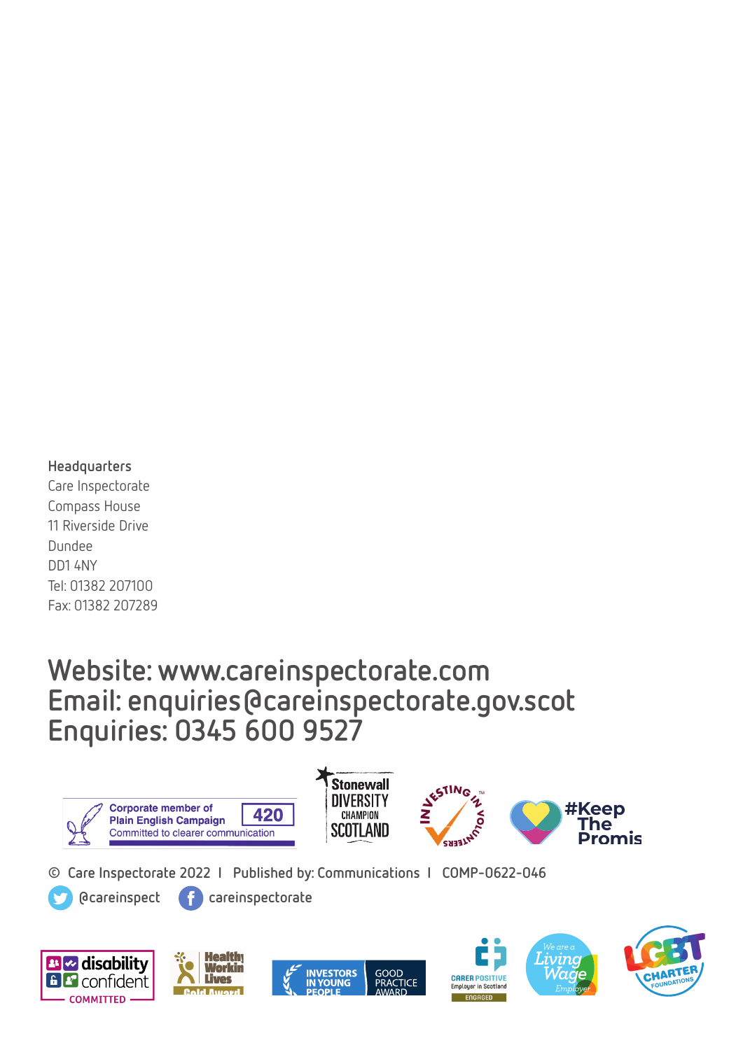**Headquarters**
Care Inspectorate
Compass House
11 Riverside Drive
Dundee
DD1 4NY
Tel: 01382 207100
Fax: 01382 207289

**Website: www.careinspectorate.com**
**Email: enquiries@careinspectorate.gov.scot**
**Enquiries: 0345 600 9527**

Corporate member of Plain English Campaign 420
Committed to clearer communication

Stonewall DIVERSITY CHAMPION SCOTLAND

INVESTING IN VOLUNTEERS

#Keep The Promis

© Care Inspectorate 2022 I Published by: Communications I COMP-0622-046

@careinspect careinspectorate

disability confident COMMITTED

Healthy Working Lives Gold Award

INVESTORS IN YOUNG PEOPLE GOOD PRACTICE AWARD

CARER POSITIVE Employer in Scotland ENGAGED

We are a Living Wage Employer

LGBT CHARTER FOUNDATIONS